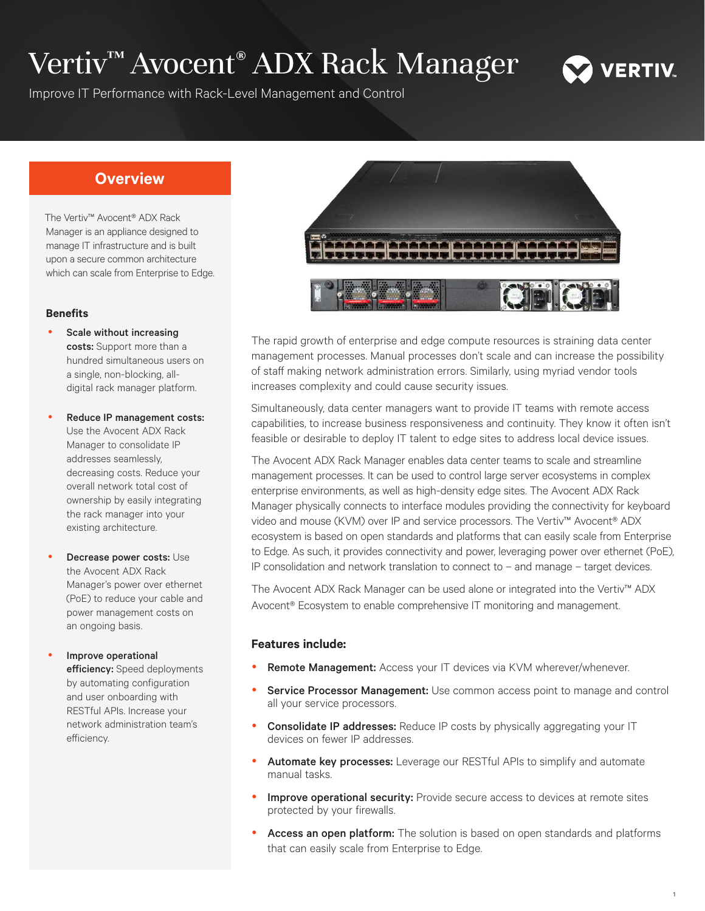# Vertiv™ Avocent® ADX Rack Manager

Improve IT Performance with Rack-Level Management and Control

## Overview

The Vertiv™ Avocent® ADX Rack Manager is an appliance designed to manage IT infrastructure and is built upon a secure common architecture which can scale from Enterprise to Edge.

### Benefits

- **Scale without increasing costs:** Support more than a hundred simultaneous users on a single, non-blocking, all-digital rack manager platform.
- **Reduce IP management costs:** Use the Avocent ADX Rack Manager to consolidate IP addresses seamlessly, decreasing costs. Reduce your overall network total cost of ownership by easily integrating the rack manager into your existing architecture.
- **Decrease power costs:** Use the Avocent ADX Rack Manager's power over ethernet (PoE) to reduce your cable and power management costs on an ongoing basis.
- **Improve operational efficiency:** Speed deployments by automating configuration and user onboarding with RESTful APIs. Increase your network administration team's efficiency.

The rapid growth of enterprise and edge compute resources is straining data center management processes. Manual processes don't scale and can increase the possibility of staff making network administration errors. Similarly, using myriad vendor tools increases complexity and could cause security issues.

Simultaneously, data center managers want to provide IT teams with remote access capabilities, to increase business responsiveness and continuity. They know it often isn't feasible or desirable to deploy IT talent to edge sites to address local device issues.

The Avocent ADX Rack Manager enables data center teams to scale and streamline management processes. It can be used to control large server ecosystems in complex enterprise environments, as well as high-density edge sites. The Avocent ADX Rack Manager physically connects to interface modules providing the connectivity for keyboard video and mouse (KVM) over IP and service processors. The Vertiv™ Avocent® ADX ecosystem is based on open standards and platforms that can easily scale from Enterprise to Edge. As such, it provides connectivity and power, leveraging power over ethernet (PoE), IP consolidation and network translation to connect to – and manage – target devices.

The Avocent ADX Rack Manager can be used alone or integrated into the Vertiv™ ADX Avocent® Ecosystem to enable comprehensive IT monitoring and management.

### Features include:

- **Remote Management:** Access your IT devices via KVM wherever/whenever.
- **Service Processor Management:** Use common access point to manage and control all your service processors.
- **Consolidate IP addresses:** Reduce IP costs by physically aggregating your IT devices on fewer IP addresses.
- **Automate key processes:** Leverage our RESTful APIs to simplify and automate manual tasks.
- **Improve operational security:** Provide secure access to devices at remote sites protected by your firewalls.
- **Access an open platform:** The solution is based on open standards and platforms that can easily scale from Enterprise to Edge.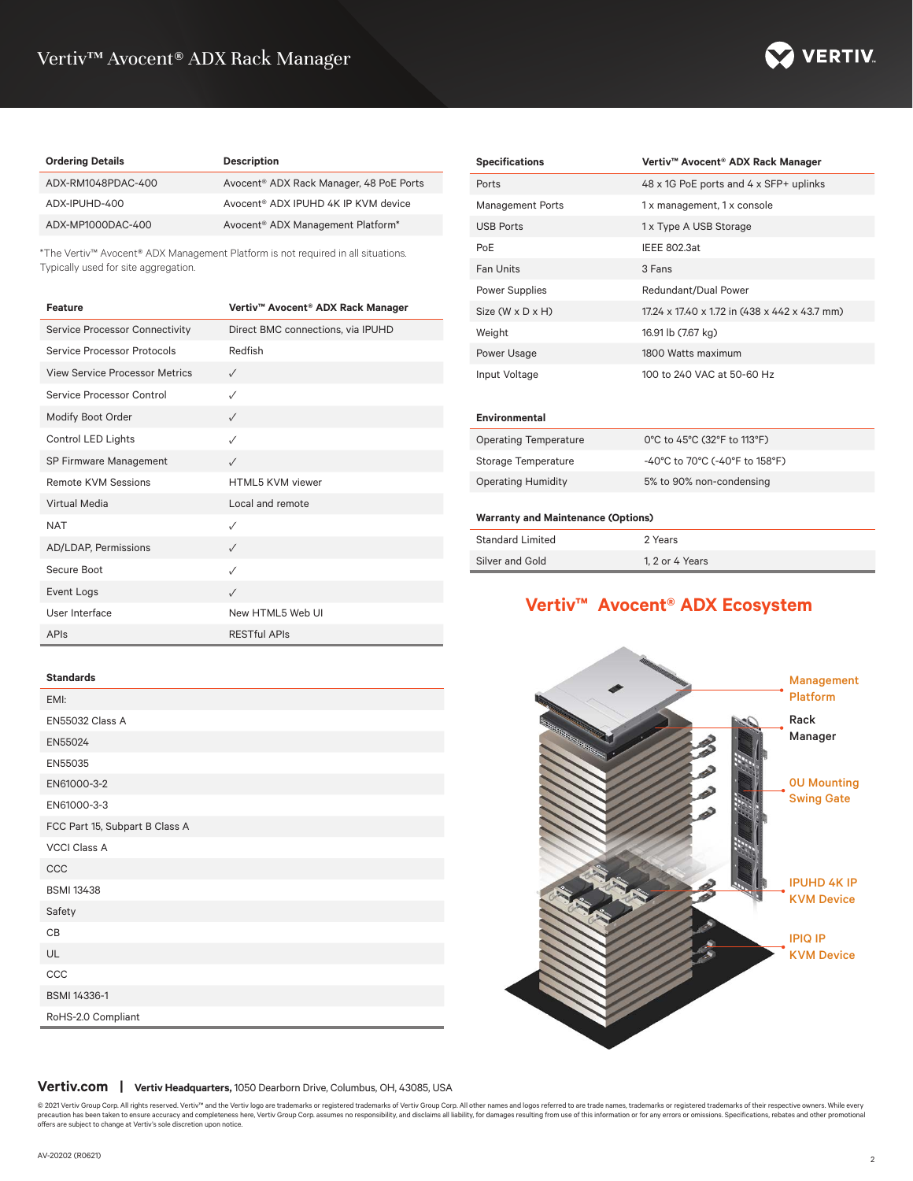# Vertiv™ Avocent® ADX Rack Manager

| Ordering Details | Description |
|---|---|
| ADX-RM1048PDAC-400 | Avocent® ADX Rack Manager, 48 PoE Ports |
| ADX-IPUHD-400 | Avocent® ADX IPUHD 4K IP KVM device |
| ADX-MP1000DAC-400 | Avocent® ADX Management Platform* |

*The Vertiv™ Avocent® ADX Management Platform is not required in all situations. Typically used for site aggregation.

| Feature | Vertiv™ Avocent® ADX Rack Manager |
|---|---|
| Service Processor Connectivity | Direct BMC connections, via IPUHD |
| Service Processor Protocols | Redfish |
| View Service Processor Metrics | ✓ |
| Service Processor Control | ✓ |
| Modify Boot Order | ✓ |
| Control LED Lights | ✓ |
| SP Firmware Management | ✓ |
| Remote KVM Sessions | HTML5 KVM viewer |
| Virtual Media | Local and remote |
| NAT | ✓ |
| AD/LDAP, Permissions | ✓ |
| Secure Boot | ✓ |
| Event Logs | ✓ |
| User Interface | New HTML5 Web UI |
| APIs | RESTful APIs |

| Standards |
|---|
| EMI: |
| EN55032 Class A |
| EN55024 |
| EN55035 |
| EN61000-3-2 |
| EN61000-3-3 |
| FCC Part 15, Subpart B Class A |
| VCCI Class A |
| CCC |
| BSMI 13438 |
| Safety |
| CB |
| UL |
| CCC |
| BSMI 14336-1 |
| RoHS-2.0 Compliant |

| Specifications | Vertiv™ Avocent® ADX Rack Manager |
|---|---|
| Ports | 48 x 1G PoE ports and 4 x SFP+ uplinks |
| Management Ports | 1 x management, 1 x console |
| USB Ports | 1 x Type A USB Storage |
| PoE | IEEE 802.3at |
| Fan Units | 3 Fans |
| Power Supplies | Redundant/Dual Power |
| Size (W x D x H) | 17.24 x 17.40 x 1.72 in (438 x 442 x 43.7 mm) |
| Weight | 16.91 lb (7.67 kg) |
| Power Usage | 1800 Watts maximum |
| Input Voltage | 100 to 240 VAC at 50-60 Hz |

| Environmental | |
|---|---|
| Operating Temperature | 0°C to 45°C (32°F to 113°F) |
| Storage Temperature | -40°C to 70°C (-40°F to 158°F) |
| Operating Humidity | 5% to 90% non-condensing |

| Warranty and Maintenance (Options) | |
|---|---|
| Standard Limited | 2 Years |
| Silver and Gold | 1, 2 or 4 Years |

## Vertiv™ Avocent® ADX Ecosystem

Management Platform

Rack Manager

0U Mounting Swing Gate

IPUHD 4K IP KVM Device

IPIQ IP KVM Device

**Vertiv.com** | **Vertiv Headquarters,** 1050 Dearborn Drive, Columbus, OH, 43085, USA

© 2021 Vertiv Group Corp. All rights reserved. Vertiv™ and the Vertiv logo are trademarks or registered trademarks of Vertiv Group Corp. All other names and logos referred to are trade names, trademarks or registered trademarks of their respective owners. While every precaution has been taken to ensure accuracy and completeness here, Vertiv Group Corp. assumes no responsibility, and disclaims all liability, for damages resulting from use of this information or for any errors or omissions. Specifications, rebates and other promotional offers are subject to change at Vertiv's sole discretion upon notice.

AV-20202 (R0621)